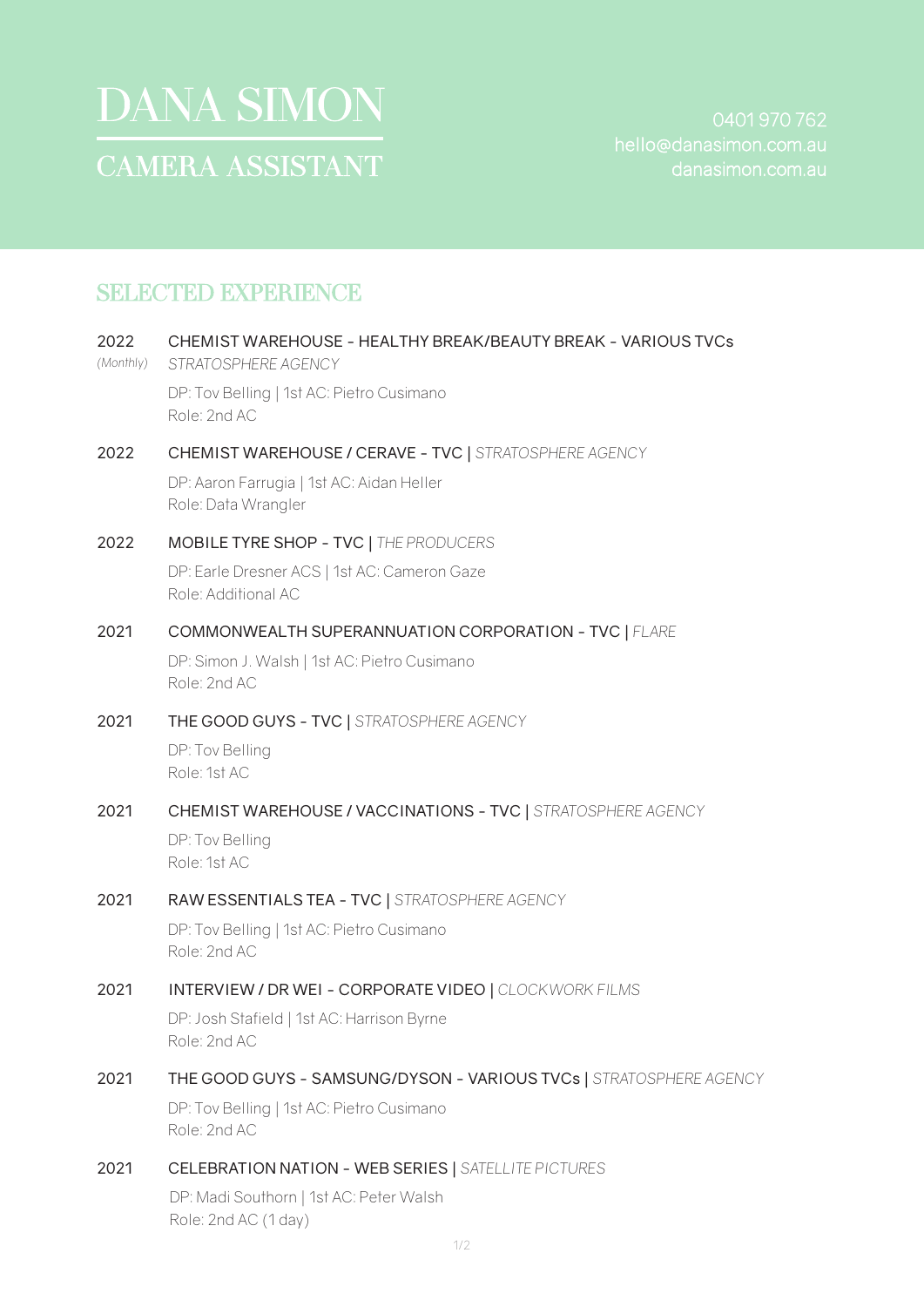# DANA SIMON

## CAMERA ASSISTANT

0401 970 762
hello@danasimon.com.au
danasimon.com.au

## SELECTED EXPERIENCE

**2022** *(Monthly)*
CHEMIST WAREHOUSE - HEALTHY BREAK/BEAUTY BREAK - VARIOUS TVCs
*STRATOSPHERE AGENCY*
DP: Tov Belling | 1st AC: Pietro Cusimano
Role: 2nd AC

**2022**
CHEMIST WAREHOUSE / CERAVE - TVC | *STRATOSPHERE AGENCY*
DP: Aaron Farrugia | 1st AC: Aidan Heller
Role: Data Wrangler

**2022**
MOBILE TYRE SHOP - TVC | *THE PRODUCERS*
DP: Earle Dresner ACS | 1st AC: Cameron Gaze
Role: Additional AC

**2021**
COMMONWEALTH SUPERANNUATION CORPORATION - TVC | *FLARE*
DP: Simon J. Walsh | 1st AC: Pietro Cusimano
Role: 2nd AC

**2021**
THE GOOD GUYS - TVC | *STRATOSPHERE AGENCY*
DP: Tov Belling
Role: 1st AC

**2021**
CHEMIST WAREHOUSE / VACCINATIONS - TVC | *STRATOSPHERE AGENCY*
DP: Tov Belling
Role: 1st AC

**2021**
RAW ESSENTIALS TEA - TVC | *STRATOSPHERE AGENCY*
DP: Tov Belling | 1st AC: Pietro Cusimano
Role: 2nd AC

**2021**
INTERVIEW / DR WEI - CORPORATE VIDEO | *CLOCKWORK FILMS*
DP: Josh Stafield | 1st AC: Harrison Byrne
Role: 2nd AC

**2021**
THE GOOD GUYS - SAMSUNG/DYSON - VARIOUS TVCs | *STRATOSPHERE AGENCY*
DP: Tov Belling | 1st AC: Pietro Cusimano
Role: 2nd AC

**2021**
CELEBRATION NATION - WEB SERIES | *SATELLITE PICTURES*
DP: Madi Southorn | 1st AC: Peter Walsh
Role: 2nd AC (1 day)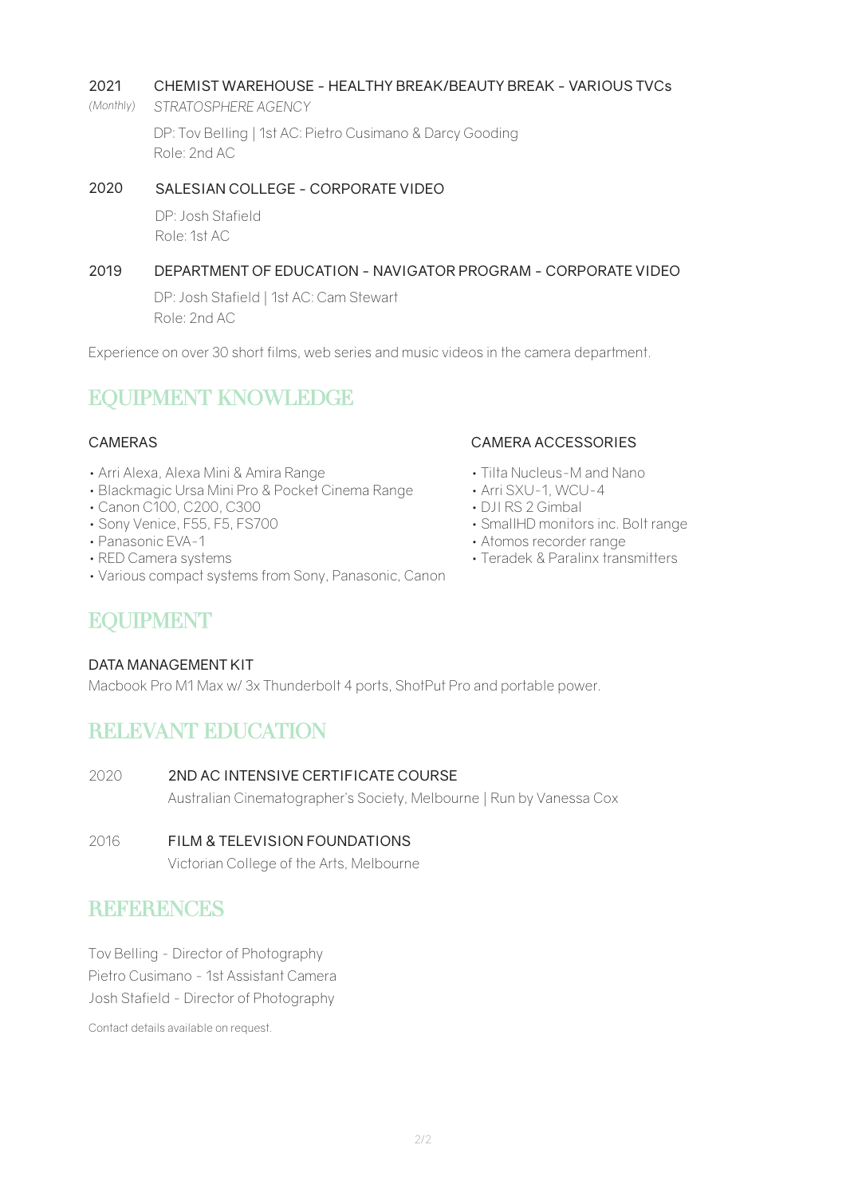2021 (Monthly) — CHEMIST WAREHOUSE - HEALTHY BREAK/BEAUTY BREAK - VARIOUS TVCs
*STRATOSPHERE AGENCY*

DP: Tov Belling | 1st AC: Pietro Cusimano & Darcy Gooding
Role: 2nd AC

2020 — SALESIAN COLLEGE - CORPORATE VIDEO

DP: Josh Stafield
Role: 1st AC

2019 — DEPARTMENT OF EDUCATION - NAVIGATOR PROGRAM - CORPORATE VIDEO

DP: Josh Stafield | 1st AC: Cam Stewart
Role: 2nd AC

Experience on over 30 short films, web series and music videos in the camera department.

## EQUIPMENT KNOWLEDGE

### CAMERAS

- Arri Alexa, Alexa Mini & Amira Range
- Blackmagic Ursa Mini Pro & Pocket Cinema Range
- Canon C100, C200, C300
- Sony Venice, F55, F5, FS700
- Panasonic EVA-1
- RED Camera systems
- Various compact systems from Sony, Panasonic, Canon

### CAMERA ACCESSORIES

- Tilta Nucleus-M and Nano
- Arri SXU-1, WCU-4
- DJI RS 2 Gimbal
- SmallHD monitors inc. Bolt range
- Atomos recorder range
- Teradek & Paralinx transmitters

## EQUIPMENT

### DATA MANAGEMENT KIT

Macbook Pro M1 Max w/ 3x Thunderbolt 4 ports, ShotPut Pro and portable power.

## RELEVANT EDUCATION

2020 — 2ND AC INTENSIVE CERTIFICATE COURSE
Australian Cinematographer's Society, Melbourne | Run by Vanessa Cox

2016 — FILM & TELEVISION FOUNDATIONS
Victorian College of the Arts, Melbourne

## REFERENCES

Tov Belling - Director of Photography
Pietro Cusimano - 1st Assistant Camera
Josh Stafield - Director of Photography

Contact details available on request.